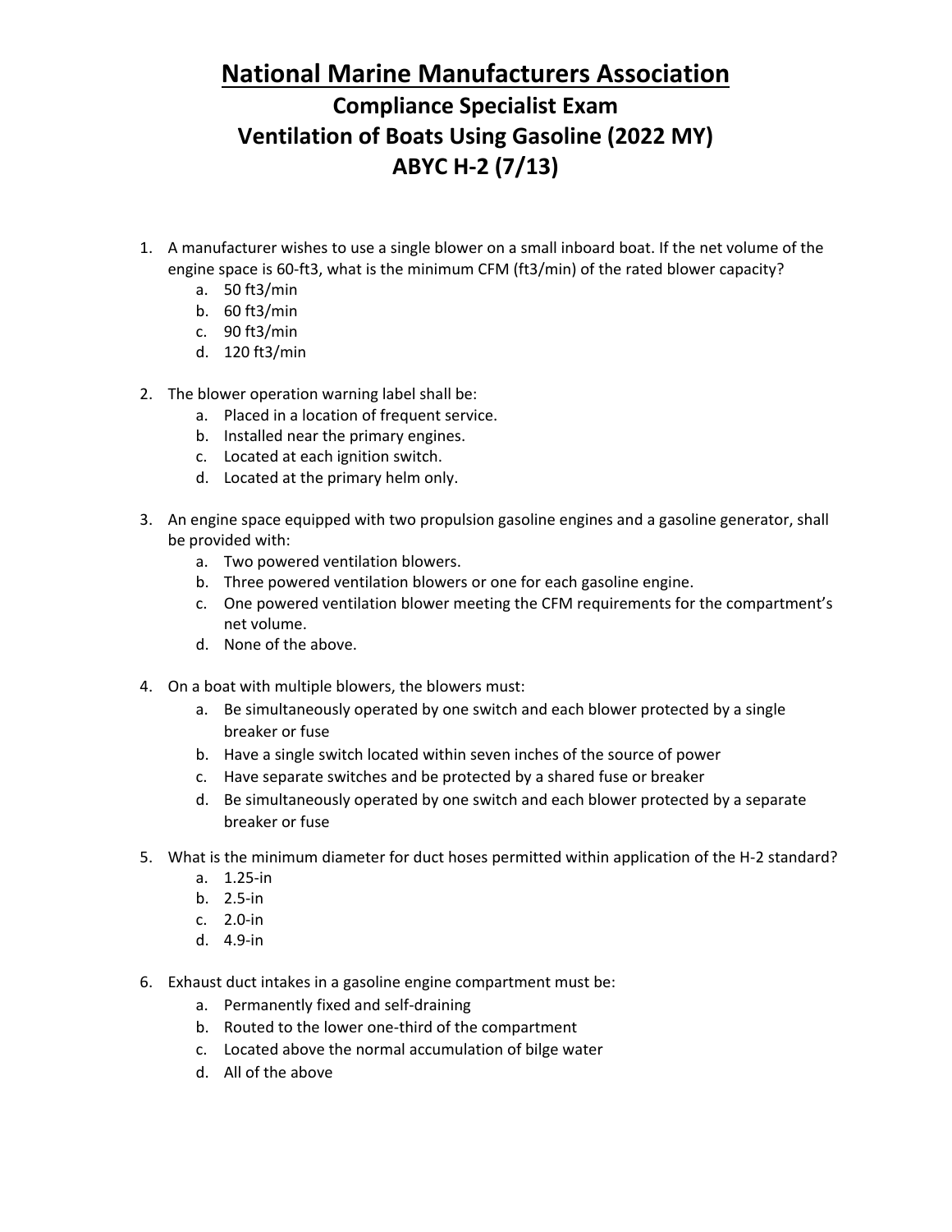# National Marine Manufacturers Association

## Compliance Specialist Exam

## Ventilation of Boats Using Gasoline (2022 MY)

## ABYC H-2 (7/13)

1. A manufacturer wishes to use a single blower on a small inboard boat. If the net volume of the engine space is 60-ft3, what is the minimum CFM (ft3/min) of the rated blower capacity?
   a. 50 ft3/min
   b. 60 ft3/min
   c. 90 ft3/min
   d. 120 ft3/min

2. The blower operation warning label shall be:
   a. Placed in a location of frequent service.
   b. Installed near the primary engines.
   c. Located at each ignition switch.
   d. Located at the primary helm only.

3. An engine space equipped with two propulsion gasoline engines and a gasoline generator, shall be provided with:
   a. Two powered ventilation blowers.
   b. Three powered ventilation blowers or one for each gasoline engine.
   c. One powered ventilation blower meeting the CFM requirements for the compartment's net volume.
   d. None of the above.

4. On a boat with multiple blowers, the blowers must:
   a. Be simultaneously operated by one switch and each blower protected by a single breaker or fuse
   b. Have a single switch located within seven inches of the source of power
   c. Have separate switches and be protected by a shared fuse or breaker
   d. Be simultaneously operated by one switch and each blower protected by a separate breaker or fuse

5. What is the minimum diameter for duct hoses permitted within application of the H-2 standard?
   a. 1.25-in
   b. 2.5-in
   c. 2.0-in
   d. 4.9-in

6. Exhaust duct intakes in a gasoline engine compartment must be:
   a. Permanently fixed and self-draining
   b. Routed to the lower one-third of the compartment
   c. Located above the normal accumulation of bilge water
   d. All of the above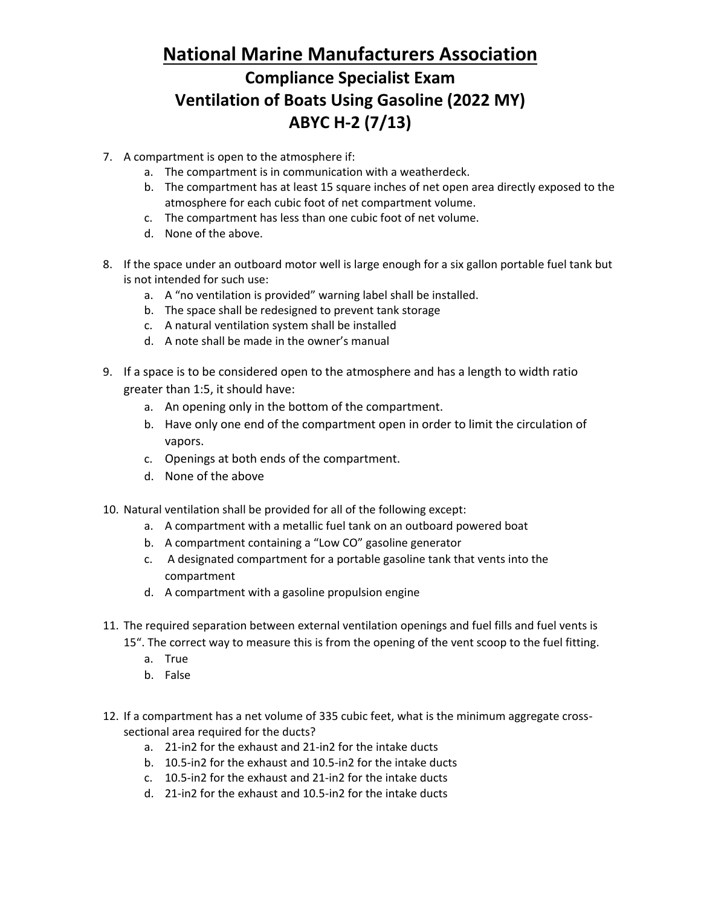# National Marine Manufacturers Association

## Compliance Specialist Exam

## Ventilation of Boats Using Gasoline (2022 MY)

## ABYC H-2 (7/13)

7. A compartment is open to the atmosphere if:
   a. The compartment is in communication with a weatherdeck.
   b. The compartment has at least 15 square inches of net open area directly exposed to the atmosphere for each cubic foot of net compartment volume.
   c. The compartment has less than one cubic foot of net volume.
   d. None of the above.

8. If the space under an outboard motor well is large enough for a six gallon portable fuel tank but is not intended for such use:
   a. A "no ventilation is provided" warning label shall be installed.
   b. The space shall be redesigned to prevent tank storage
   c. A natural ventilation system shall be installed
   d. A note shall be made in the owner's manual

9. If a space is to be considered open to the atmosphere and has a length to width ratio greater than 1:5, it should have:
   a. An opening only in the bottom of the compartment.
   b. Have only one end of the compartment open in order to limit the circulation of vapors.
   c. Openings at both ends of the compartment.
   d. None of the above

10. Natural ventilation shall be provided for all of the following except:
    a. A compartment with a metallic fuel tank on an outboard powered boat
    b. A compartment containing a "Low CO" gasoline generator
    c. A designated compartment for a portable gasoline tank that vents into the compartment
    d. A compartment with a gasoline propulsion engine

11. The required separation between external ventilation openings and fuel fills and fuel vents is 15". The correct way to measure this is from the opening of the vent scoop to the fuel fitting.
    a. True
    b. False

12. If a compartment has a net volume of 335 cubic feet, what is the minimum aggregate cross-sectional area required for the ducts?
    a. 21-in2 for the exhaust and 21-in2 for the intake ducts
    b. 10.5-in2 for the exhaust and 10.5-in2 for the intake ducts
    c. 10.5-in2 for the exhaust and 21-in2 for the intake ducts
    d. 21-in2 for the exhaust and 10.5-in2 for the intake ducts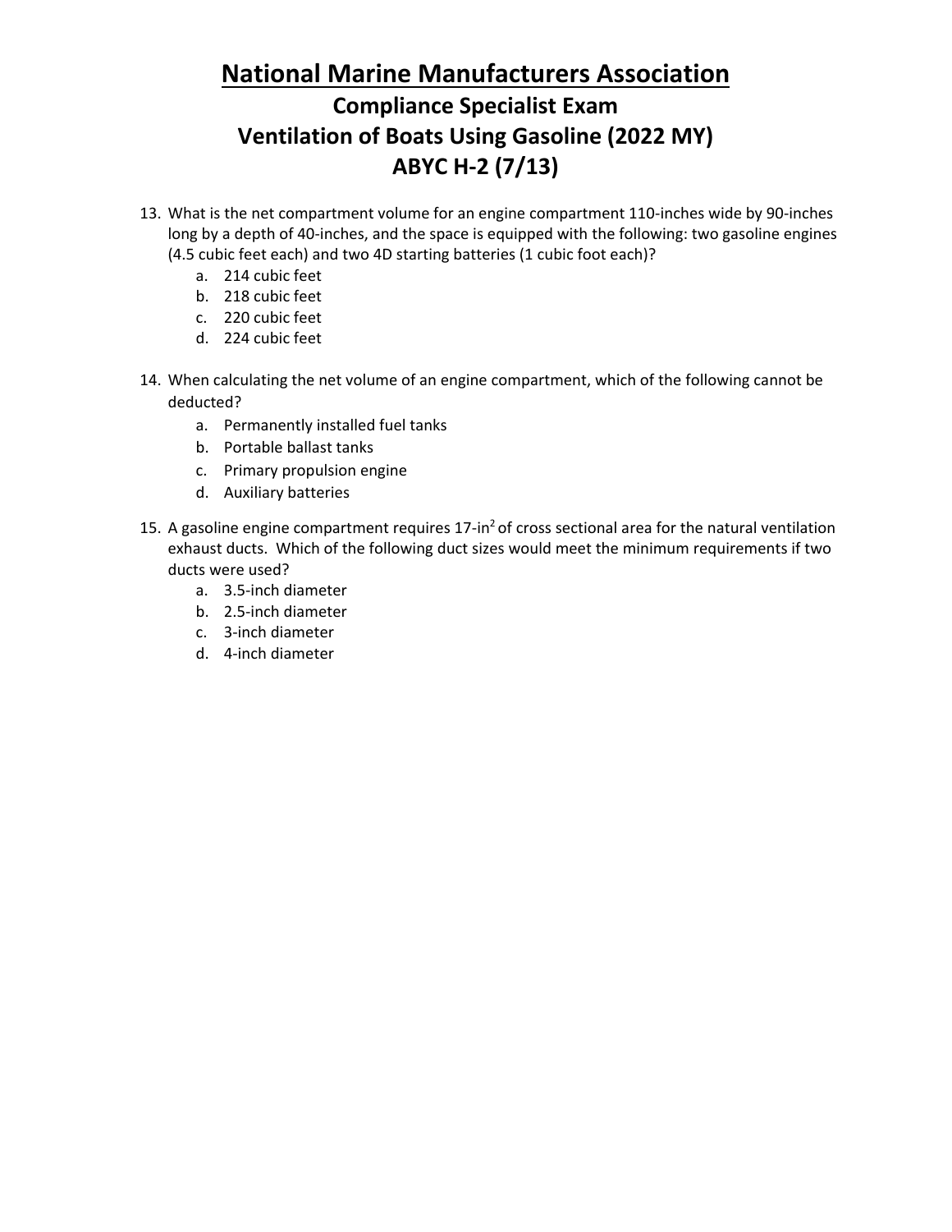# National Marine Manufacturers Association

## Compliance Specialist Exam

## Ventilation of Boats Using Gasoline (2022 MY)

## ABYC H-2 (7/13)

13. What is the net compartment volume for an engine compartment 110-inches wide by 90-inches long by a depth of 40-inches, and the space is equipped with the following: two gasoline engines (4.5 cubic feet each) and two 4D starting batteries (1 cubic foot each)?
    a. 214 cubic feet
    b. 218 cubic feet
    c. 220 cubic feet
    d. 224 cubic feet

14. When calculating the net volume of an engine compartment, which of the following cannot be deducted?
    a. Permanently installed fuel tanks
    b. Portable ballast tanks
    c. Primary propulsion engine
    d. Auxiliary batteries

15. A gasoline engine compartment requires 17-in$^2$ of cross sectional area for the natural ventilation exhaust ducts. Which of the following duct sizes would meet the minimum requirements if two ducts were used?
    a. 3.5-inch diameter
    b. 2.5-inch diameter
    c. 3-inch diameter
    d. 4-inch diameter